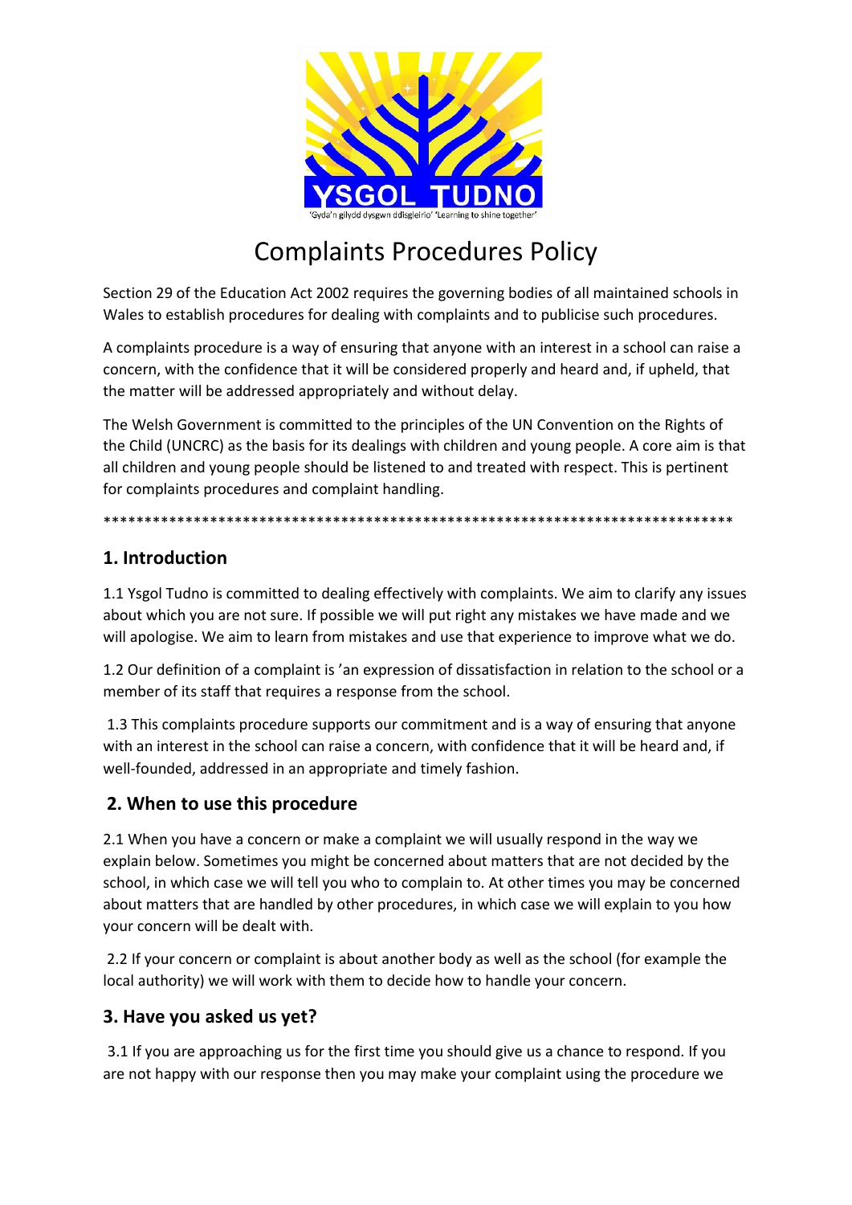YSGOL TUDNO

'Gyda'n gilydd dysgwn ddisgleirio' 'Learning to shine together'

# Complaints Procedures Policy

Section 29 of the Education Act 2002 requires the governing bodies of all maintained schools in Wales to establish procedures for dealing with complaints and to publicise such procedures.

A complaints procedure is a way of ensuring that anyone with an interest in a school can raise a concern, with the confidence that it will be considered properly and heard and, if upheld, that the matter will be addressed appropriately and without delay.

The Welsh Government is committed to the principles of the UN Convention on the Rights of the Child (UNCRC) as the basis for its dealings with children and young people. A core aim is that all children and young people should be listened to and treated with respect. This is pertinent for complaints procedures and complaint handling.

*******************************************************************************

## 1. Introduction

1.1 Ysgol Tudno is committed to dealing effectively with complaints. We aim to clarify any issues about which you are not sure. If possible we will put right any mistakes we have made and we will apologise. We aim to learn from mistakes and use that experience to improve what we do.

1.2 Our definition of a complaint is 'an expression of dissatisfaction in relation to the school or a member of its staff that requires a response from the school.

1.3 This complaints procedure supports our commitment and is a way of ensuring that anyone with an interest in the school can raise a concern, with confidence that it will be heard and, if well-founded, addressed in an appropriate and timely fashion.

## 2. When to use this procedure

2.1 When you have a concern or make a complaint we will usually respond in the way we explain below. Sometimes you might be concerned about matters that are not decided by the school, in which case we will tell you who to complain to. At other times you may be concerned about matters that are handled by other procedures, in which case we will explain to you how your concern will be dealt with.

2.2 If your concern or complaint is about another body as well as the school (for example the local authority) we will work with them to decide how to handle your concern.

## 3. Have you asked us yet?

3.1 If you are approaching us for the first time you should give us a chance to respond. If you are not happy with our response then you may make your complaint using the procedure we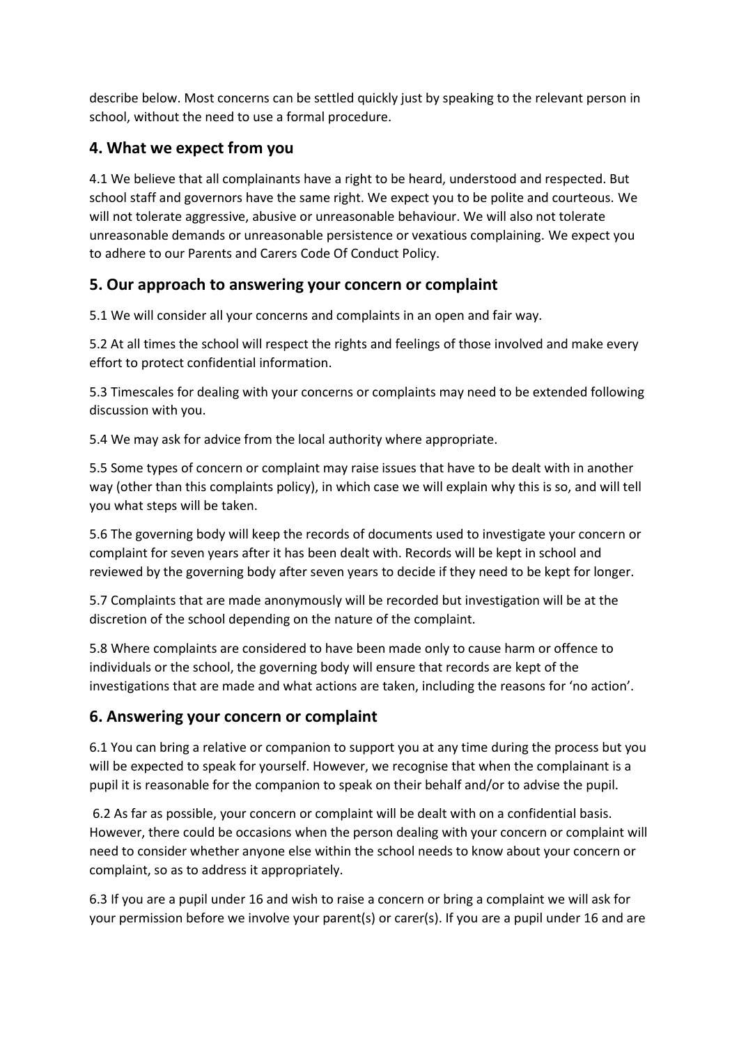describe below. Most concerns can be settled quickly just by speaking to the relevant person in school, without the need to use a formal procedure.

## 4. What we expect from you

4.1 We believe that all complainants have a right to be heard, understood and respected. But school staff and governors have the same right. We expect you to be polite and courteous. We will not tolerate aggressive, abusive or unreasonable behaviour. We will also not tolerate unreasonable demands or unreasonable persistence or vexatious complaining. We expect you to adhere to our Parents and Carers Code Of Conduct Policy.

## 5. Our approach to answering your concern or complaint

5.1 We will consider all your concerns and complaints in an open and fair way.

5.2 At all times the school will respect the rights and feelings of those involved and make every effort to protect confidential information.

5.3 Timescales for dealing with your concerns or complaints may need to be extended following discussion with you.

5.4 We may ask for advice from the local authority where appropriate.

5.5 Some types of concern or complaint may raise issues that have to be dealt with in another way (other than this complaints policy), in which case we will explain why this is so, and will tell you what steps will be taken.

5.6 The governing body will keep the records of documents used to investigate your concern or complaint for seven years after it has been dealt with. Records will be kept in school and reviewed by the governing body after seven years to decide if they need to be kept for longer.

5.7 Complaints that are made anonymously will be recorded but investigation will be at the discretion of the school depending on the nature of the complaint.

5.8 Where complaints are considered to have been made only to cause harm or offence to individuals or the school, the governing body will ensure that records are kept of the investigations that are made and what actions are taken, including the reasons for 'no action'.

## 6. Answering your concern or complaint

6.1 You can bring a relative or companion to support you at any time during the process but you will be expected to speak for yourself. However, we recognise that when the complainant is a pupil it is reasonable for the companion to speak on their behalf and/or to advise the pupil.

6.2 As far as possible, your concern or complaint will be dealt with on a confidential basis. However, there could be occasions when the person dealing with your concern or complaint will need to consider whether anyone else within the school needs to know about your concern or complaint, so as to address it appropriately.

6.3 If you are a pupil under 16 and wish to raise a concern or bring a complaint we will ask for your permission before we involve your parent(s) or carer(s). If you are a pupil under 16 and are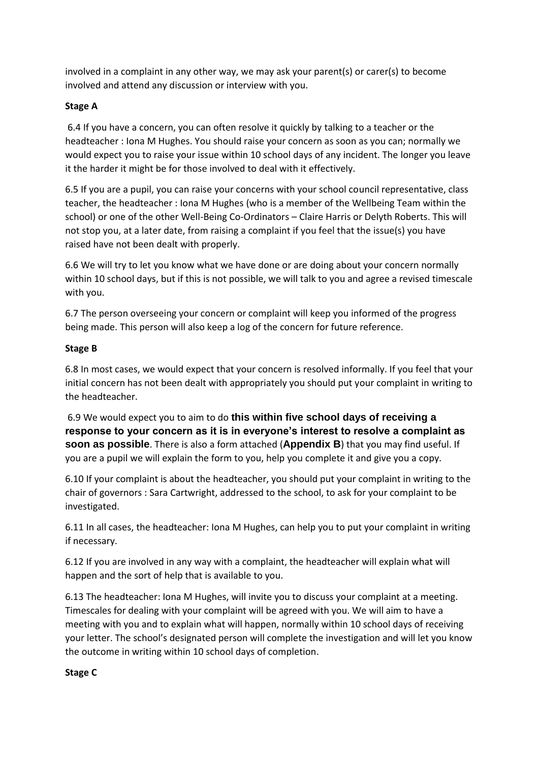involved in a complaint in any other way, we may ask your parent(s) or carer(s) to become involved and attend any discussion or interview with you.

**Stage A**

6.4 If you have a concern, you can often resolve it quickly by talking to a teacher or the headteacher : Iona M Hughes. You should raise your concern as soon as you can; normally we would expect you to raise your issue within 10 school days of any incident. The longer you leave it the harder it might be for those involved to deal with it effectively.

6.5 If you are a pupil, you can raise your concerns with your school council representative, class teacher, the headteacher : Iona M Hughes (who is a member of the Wellbeing Team within the school) or one of the other Well-Being Co-Ordinators – Claire Harris or Delyth Roberts. This will not stop you, at a later date, from raising a complaint if you feel that the issue(s) you have raised have not been dealt with properly.

6.6 We will try to let you know what we have done or are doing about your concern normally within 10 school days, but if this is not possible, we will talk to you and agree a revised timescale with you.

6.7 The person overseeing your concern or complaint will keep you informed of the progress being made. This person will also keep a log of the concern for future reference.

**Stage B**

6.8 In most cases, we would expect that your concern is resolved informally. If you feel that your initial concern has not been dealt with appropriately you should put your complaint in writing to the headteacher.

6.9 We would expect you to aim to do **this within five school days of receiving a response to your concern as it is in everyone's interest to resolve a complaint as soon as possible**. There is also a form attached (**Appendix B**) that you may find useful. If you are a pupil we will explain the form to you, help you complete it and give you a copy.

6.10 If your complaint is about the headteacher, you should put your complaint in writing to the chair of governors : Sara Cartwright, addressed to the school, to ask for your complaint to be investigated.

6.11 In all cases, the headteacher: Iona M Hughes, can help you to put your complaint in writing if necessary.

6.12 If you are involved in any way with a complaint, the headteacher will explain what will happen and the sort of help that is available to you.

6.13 The headteacher: Iona M Hughes, will invite you to discuss your complaint at a meeting. Timescales for dealing with your complaint will be agreed with you. We will aim to have a meeting with you and to explain what will happen, normally within 10 school days of receiving your letter. The school's designated person will complete the investigation and will let you know the outcome in writing within 10 school days of completion.

**Stage C**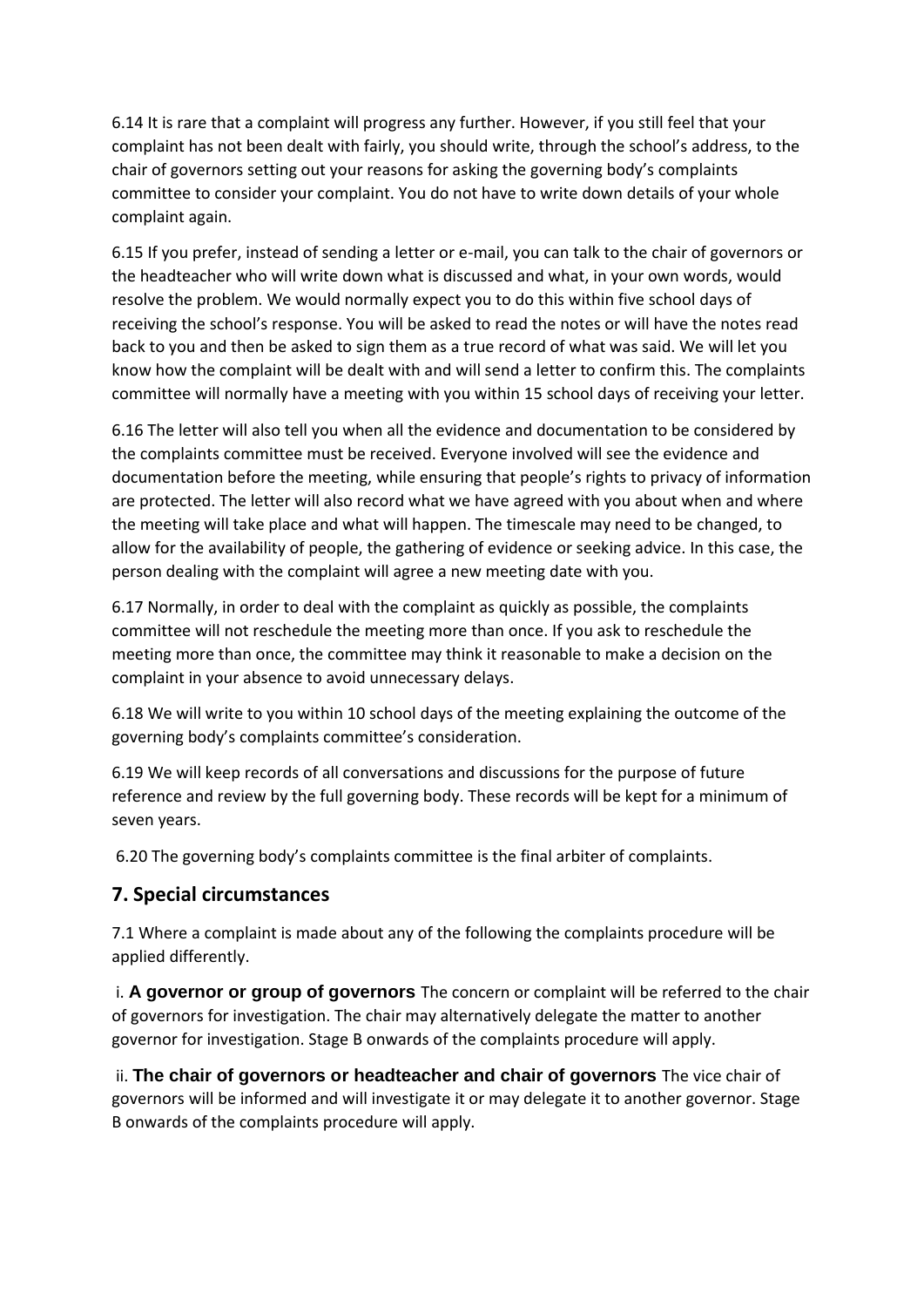6.14 It is rare that a complaint will progress any further. However, if you still feel that your complaint has not been dealt with fairly, you should write, through the school's address, to the chair of governors setting out your reasons for asking the governing body's complaints committee to consider your complaint. You do not have to write down details of your whole complaint again.

6.15 If you prefer, instead of sending a letter or e-mail, you can talk to the chair of governors or the headteacher who will write down what is discussed and what, in your own words, would resolve the problem. We would normally expect you to do this within five school days of receiving the school's response. You will be asked to read the notes or will have the notes read back to you and then be asked to sign them as a true record of what was said. We will let you know how the complaint will be dealt with and will send a letter to confirm this. The complaints committee will normally have a meeting with you within 15 school days of receiving your letter.

6.16 The letter will also tell you when all the evidence and documentation to be considered by the complaints committee must be received. Everyone involved will see the evidence and documentation before the meeting, while ensuring that people's rights to privacy of information are protected. The letter will also record what we have agreed with you about when and where the meeting will take place and what will happen. The timescale may need to be changed, to allow for the availability of people, the gathering of evidence or seeking advice. In this case, the person dealing with the complaint will agree a new meeting date with you.

6.17 Normally, in order to deal with the complaint as quickly as possible, the complaints committee will not reschedule the meeting more than once. If you ask to reschedule the meeting more than once, the committee may think it reasonable to make a decision on the complaint in your absence to avoid unnecessary delays.

6.18 We will write to you within 10 school days of the meeting explaining the outcome of the governing body's complaints committee's consideration.

6.19 We will keep records of all conversations and discussions for the purpose of future reference and review by the full governing body. These records will be kept for a minimum of seven years.

6.20 The governing body's complaints committee is the final arbiter of complaints.

## 7. Special circumstances

7.1 Where a complaint is made about any of the following the complaints procedure will be applied differently.

i. **A governor or group of governors** The concern or complaint will be referred to the chair of governors for investigation. The chair may alternatively delegate the matter to another governor for investigation. Stage B onwards of the complaints procedure will apply.

ii. **The chair of governors or headteacher and chair of governors** The vice chair of governors will be informed and will investigate it or may delegate it to another governor. Stage B onwards of the complaints procedure will apply.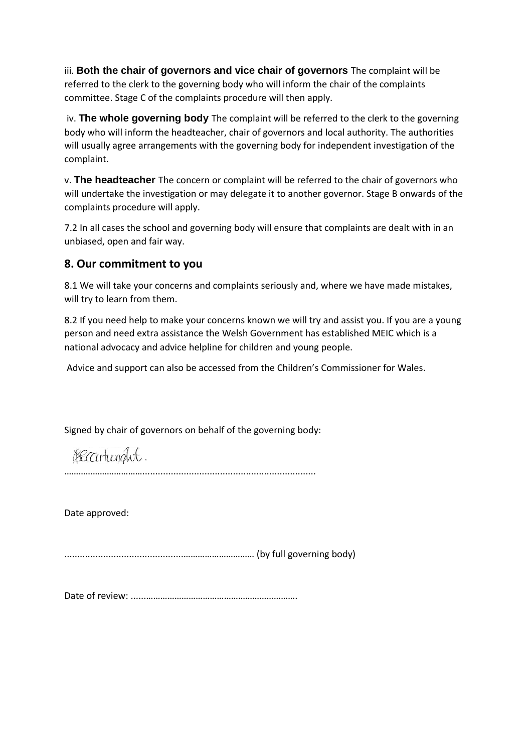iii. **Both the chair of governors and vice chair of governors** The complaint will be referred to the clerk to the governing body who will inform the chair of the complaints committee. Stage C of the complaints procedure will then apply.

iv. **The whole governing body** The complaint will be referred to the clerk to the governing body who will inform the headteacher, chair of governors and local authority. The authorities will usually agree arrangements with the governing body for independent investigation of the complaint.

v. **The headteacher** The concern or complaint will be referred to the chair of governors who will undertake the investigation or may delegate it to another governor. Stage B onwards of the complaints procedure will apply.

7.2 In all cases the school and governing body will ensure that complaints are dealt with in an unbiased, open and fair way.

## 8. Our commitment to you

8.1 We will take your concerns and complaints seriously and, where we have made mistakes, will try to learn from them.

8.2 If you need help to make your concerns known we will try and assist you. If you are a young person and need extra assistance the Welsh Government has established MEIC which is a national advocacy and advice helpline for children and young people.

Advice and support can also be accessed from the Children's Commissioner for Wales.

Signed by chair of governors on behalf of the governing body:

BCartwright.

……………………………..............................................................

Date approved:

........................................................................... (by full governing body)

Date of review: ....................................................................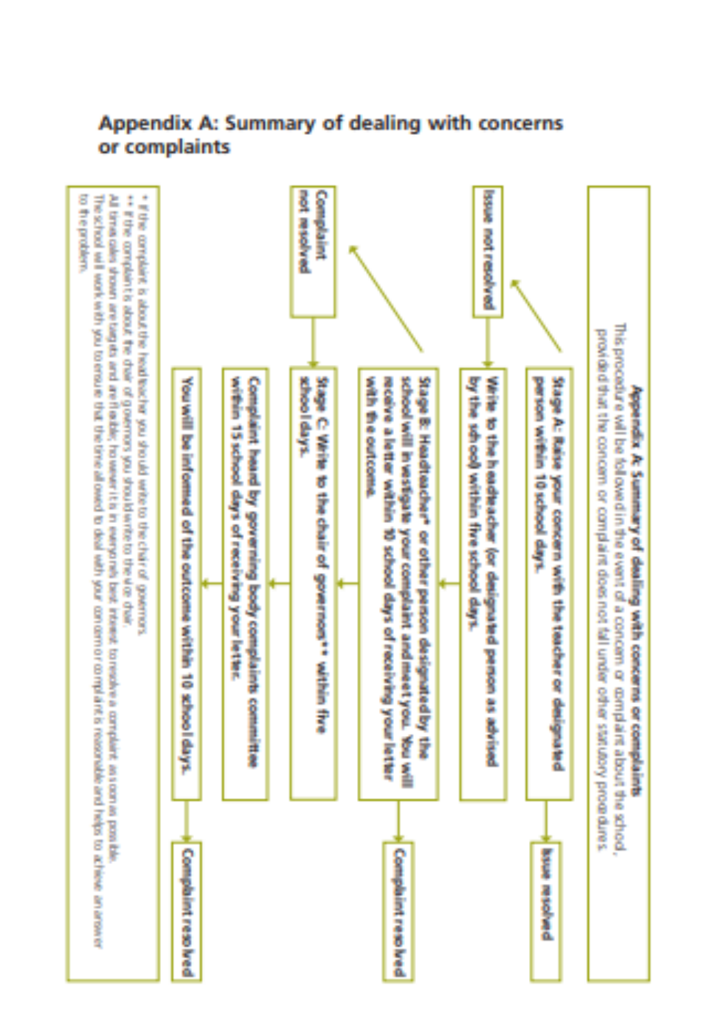## Appendix A: Summary of dealing with concerns or complaints

**Appendix A: Summary of dealing with concerns or complaints**

This procedure will be followed in the event of a concern or complaint about the school, provided that the concern or complaint does not fall under other statutory procedures.

**Stage A: Raise your concern with the teacher or designated person within 10 school days.**

→ Issue resolved

→ Issue not resolved

**Write to the headteacher (or designated person as advised by the school) within five school days.**

**Stage B: Headteacher\* or other person designated by the school will investigate your complaint and meet you. You will receive a letter within 10 school days of receiving your letter with the outcome.**

→ Complaint resolved

→ Complaint not resolved

**Stage C: Write to the chair of governors\*\* within five school days.**

**Complaint heard by governing body complaints committee within 15 school days of receiving your letter.**

**You will be informed of the outcome within 10 school days.**

→ Complaint resolved

\* If the complaint is about the headteacher you should write to the chair of governors.

\*\* If the complaint is about the chair of governors you should write to the vice chair.

All timescales shown are targets and are flexible, however it is in everyone's best interest to resolve a complaint as soon as possible.

The school will work with you to ensure that the time allowed to deal with your concern or complaint is reasonable and helps to achieve an answer to the problem.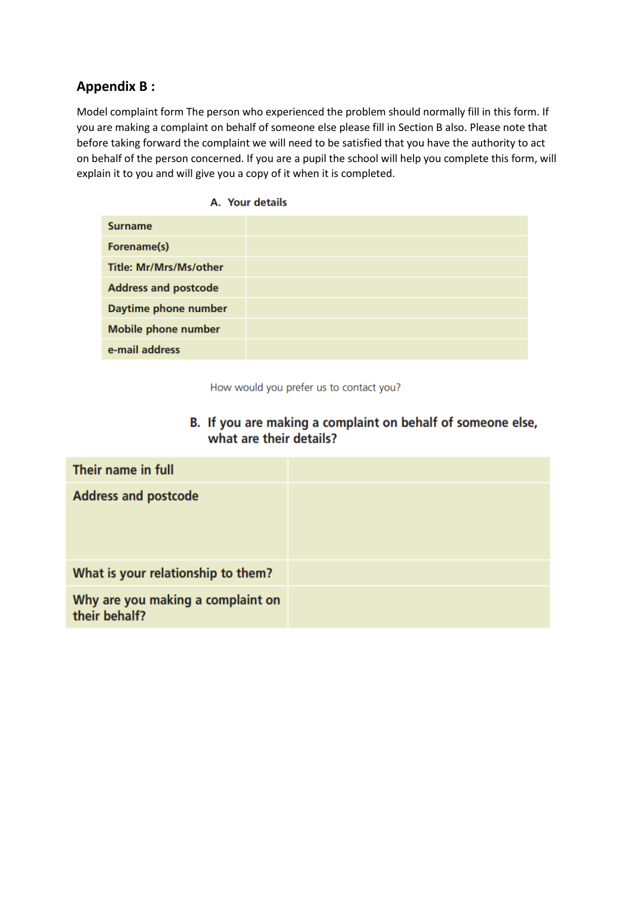## Appendix B :

Model complaint form The person who experienced the problem should normally fill in this form. If you are making a complaint on behalf of someone else please fill in Section B also. Please note that before taking forward the complaint we will need to be satisfied that you have the authority to act on behalf of the person concerned. If you are a pupil the school will help you complete this form, will explain it to you and will give you a copy of it when it is completed.

### A. Your details

| | |
|---|---|
| **Surname** | |
| **Forename(s)** | |
| **Title: Mr/Mrs/Ms/other** | |
| **Address and postcode** | |
| **Daytime phone number** | |
| **Mobile phone number** | |
| **e-mail address** | |

How would you prefer us to contact you?

### B. If you are making a complaint on behalf of someone else, what are their details?

| | |
|---|---|
| **Their name in full** | |
| **Address and postcode** | |
| **What is your relationship to them?** | |
| **Why are you making a complaint on their behalf?** | |